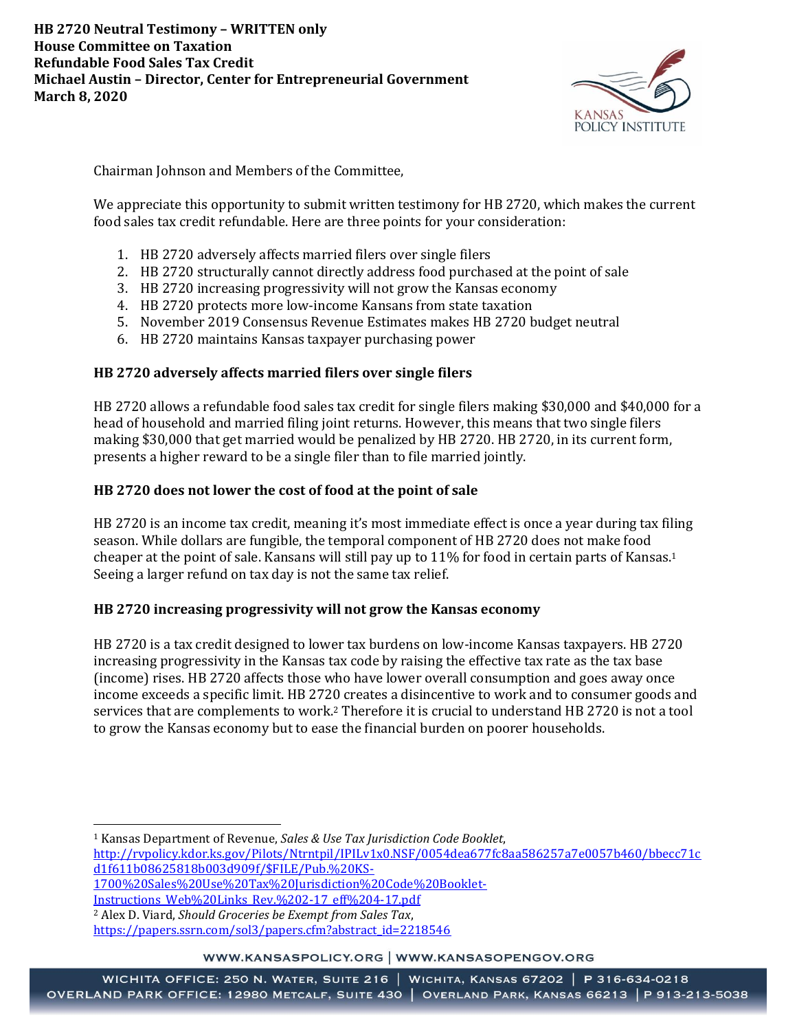**HB 2720 Neutral Testimony – WRITTEN only**
**House Committee on Taxation**
**Refundable Food Sales Tax Credit**
**Michael Austin – Director, Center for Entrepreneurial Government**
**March 8, 2020**

Chairman Johnson and Members of the Committee,

We appreciate this opportunity to submit written testimony for HB 2720, which makes the current food sales tax credit refundable. Here are three points for your consideration:

1. HB 2720 adversely affects married filers over single filers
2. HB 2720 structurally cannot directly address food purchased at the point of sale
3. HB 2720 increasing progressivity will not grow the Kansas economy
4. HB 2720 protects more low-income Kansans from state taxation
5. November 2019 Consensus Revenue Estimates makes HB 2720 budget neutral
6. HB 2720 maintains Kansas taxpayer purchasing power

### HB 2720 adversely affects married filers over single filers

HB 2720 allows a refundable food sales tax credit for single filers making $30,000 and $40,000 for a head of household and married filing joint returns. However, this means that two single filers making $30,000 that get married would be penalized by HB 2720. HB 2720, in its current form, presents a higher reward to be a single filer than to file married jointly.

### HB 2720 does not lower the cost of food at the point of sale

HB 2720 is an income tax credit, meaning it's most immediate effect is once a year during tax filing season. While dollars are fungible, the temporal component of HB 2720 does not make food cheaper at the point of sale. Kansans will still pay up to 11% for food in certain parts of Kansas.[1] Seeing a larger refund on tax day is not the same tax relief.

### HB 2720 increasing progressivity will not grow the Kansas economy

HB 2720 is a tax credit designed to lower tax burdens on low-income Kansas taxpayers. HB 2720 increasing progressivity in the Kansas tax code by raising the effective tax rate as the tax base (income) rises. HB 2720 affects those who have lower overall consumption and goes away once income exceeds a specific limit. HB 2720 creates a disincentive to work and to consumer goods and services that are complements to work.[2] Therefore it is crucial to understand HB 2720 is not a tool to grow the Kansas economy but to ease the financial burden on poorer households.

---

[1] Kansas Department of Revenue, *Sales & Use Tax Jurisdiction Code Booklet*, http://rvpolicy.kdor.ks.gov/Pilots/Ntrntpil/IPILv1x0.NSF/0054dea677fc8aa586257a7e0057b460/bbecc71cd1f611b08625818b003d909f/$FILE/Pub.%20KS-1700%20Sales%20Use%20Tax%20Jurisdiction%20Code%20Booklet-Instructions_Web%20Links_Rev.%202-17_eff%204-17.pdf

[2] Alex D. Viard, *Should Groceries be Exempt from Sales Tax*, https://papers.ssrn.com/sol3/papers.cfm?abstract_id=2218546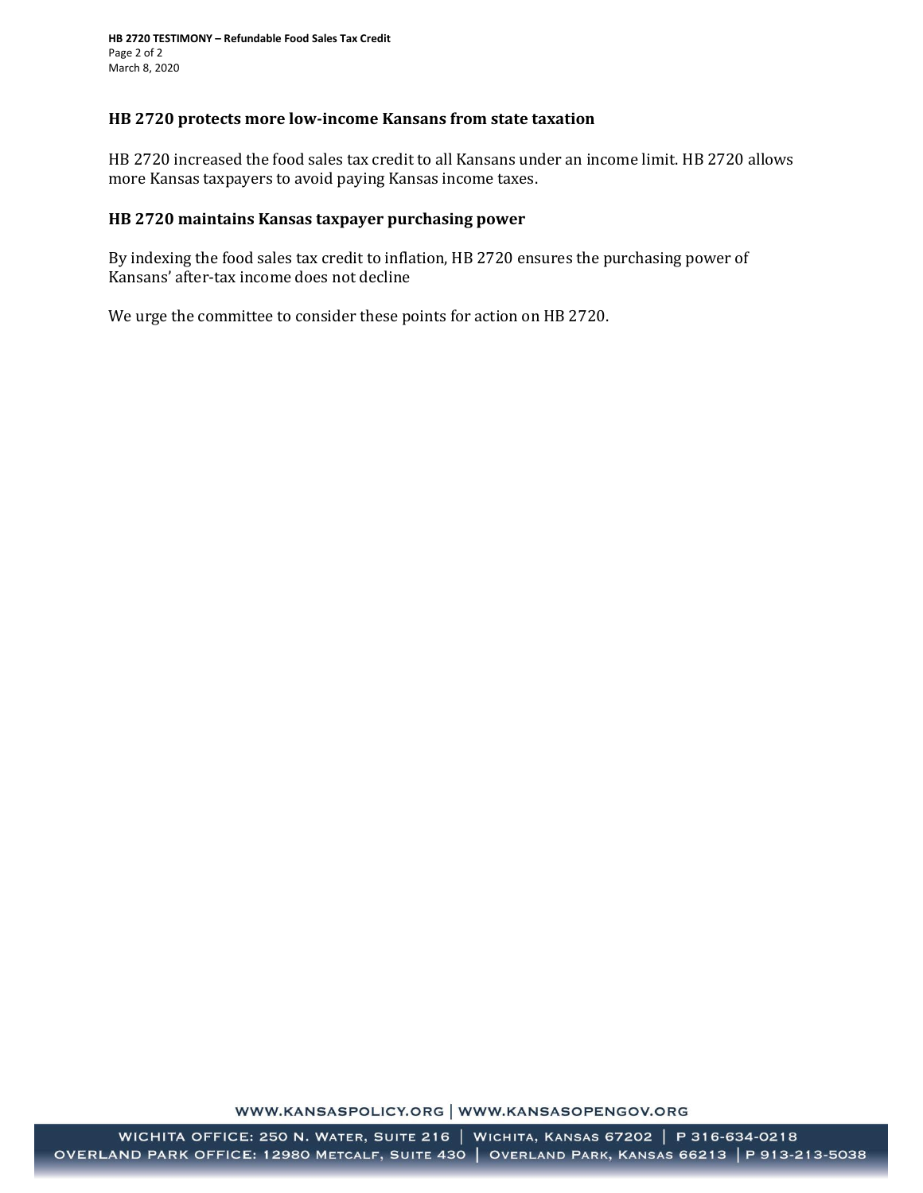### HB 2720 protects more low-income Kansans from state taxation

HB 2720 increased the food sales tax credit to all Kansans under an income limit. HB 2720 allows more Kansas taxpayers to avoid paying Kansas income taxes.

### HB 2720 maintains Kansas taxpayer purchasing power

By indexing the food sales tax credit to inflation, HB 2720 ensures the purchasing power of Kansans' after-tax income does not decline

We urge the committee to consider these points for action on HB 2720.